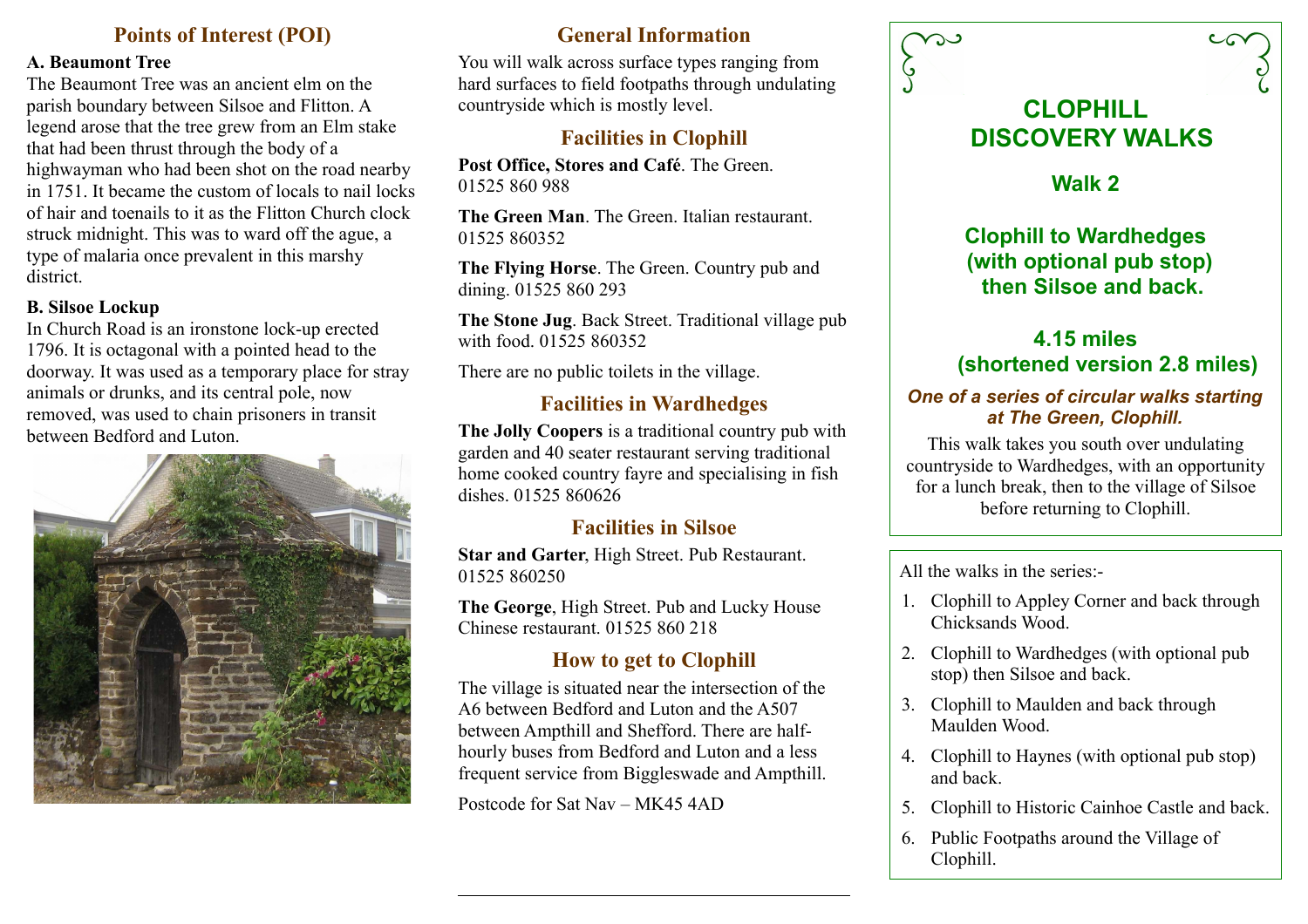## Points of Interest (POI)

**A. Beaumont Tree**

The Beaumont Tree was an ancient elm on the parish boundary between Silsoe and Flitton. A legend arose that the tree grew from an Elm stake that had been thrust through the body of a highwayman who had been shot on the road nearby in 1751. It became the custom of locals to nail locks of hair and toenails to it as the Flitton Church clock struck midnight. This was to ward off the ague, a type of malaria once prevalent in this marshy district.

**B. Silsoe Lockup**

In Church Road is an ironstone lock-up erected 1796. It is octagonal with a pointed head to the doorway. It was used as a temporary place for stray animals or drunks, and its central pole, now removed, was used to chain prisoners in transit between Bedford and Luton.

## General Information

You will walk across surface types ranging from hard surfaces to field footpaths through undulating countryside which is mostly level.

## Facilities in Clophill

**Post Office, Stores and Café**. The Green. 01525 860 988

**The Green Man**. The Green. Italian restaurant. 01525 860352

**The Flying Horse**. The Green. Country pub and dining. 01525 860 293

**The Stone Jug**. Back Street. Traditional village pub with food. 01525 860352

There are no public toilets in the village.

## Facilities in Wardhedges

**The Jolly Coopers** is a traditional country pub with garden and 40 seater restaurant serving traditional home cooked country fayre and specialising in fish dishes. 01525 860626

## Facilities in Silsoe

**Star and Garter**, High Street. Pub Restaurant. 01525 860250

**The George**, High Street. Pub and Lucky House Chinese restaurant. 01525 860 218

## How to get to Clophill

The village is situated near the intersection of the A6 between Bedford and Luton and the A507 between Ampthill and Shefford. There are half-hourly buses from Bedford and Luton and a less frequent service from Biggleswade and Ampthill.

Postcode for Sat Nav – MK45 4AD

# CLOPHILL DISCOVERY WALKS

## Walk 2

## Clophill to Wardhedges (with optional pub stop) then Silsoe and back.

## 4.15 miles (shortened version 2.8 miles)

***One of a series of circular walks starting at The Green, Clophill.***

This walk takes you south over undulating countryside to Wardhedges, with an opportunity for a lunch break, then to the village of Silsoe before returning to Clophill.

All the walks in the series:-

1. Clophill to Appley Corner and back through Chicksands Wood.
2. Clophill to Wardhedges (with optional pub stop) then Silsoe and back.
3. Clophill to Maulden and back through Maulden Wood.
4. Clophill to Haynes (with optional pub stop) and back.
5. Clophill to Historic Cainhoe Castle and back.
6. Public Footpaths around the Village of Clophill.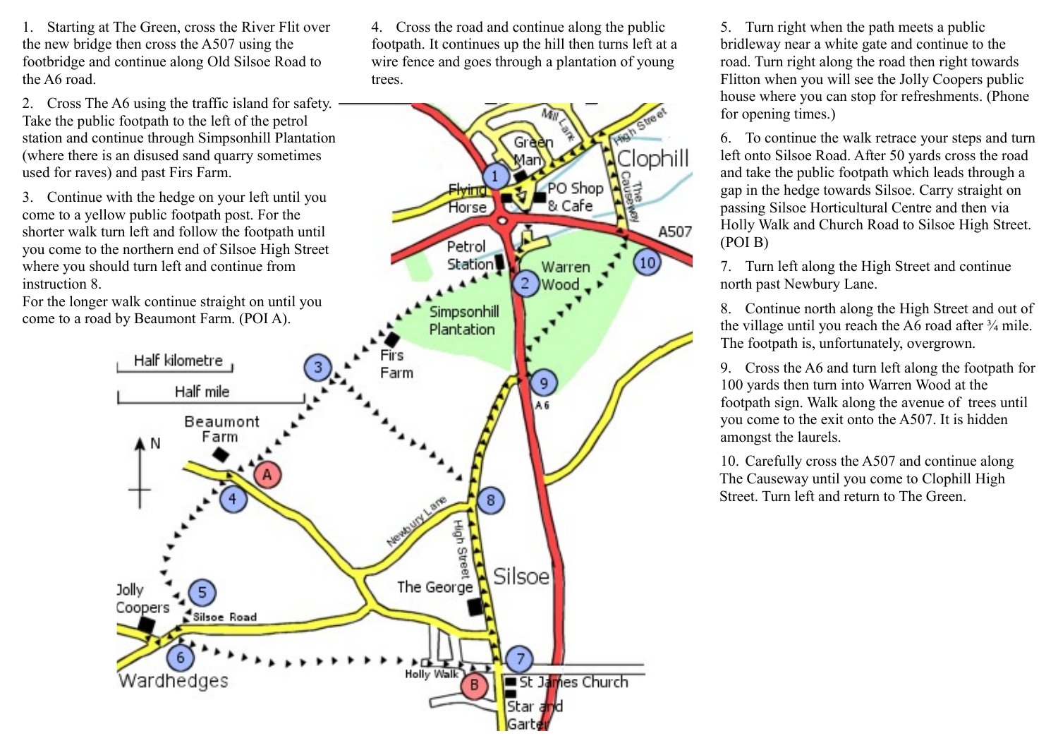1. Starting at The Green, cross the River Flit over the new bridge then cross the A507 using the footbridge and continue along Old Silsoe Road to the A6 road.

2. Cross The A6 using the traffic island for safety. Take the public footpath to the left of the petrol station and continue through Simpsonhill Plantation (where there is an disused sand quarry sometimes used for raves) and past Firs Farm.

3. Continue with the hedge on your left until you come to a yellow public footpath post. For the shorter walk turn left and follow the footpath until you come to the northern end of Silsoe High Street where you should turn left and continue from instruction 8.
For the longer walk continue straight on until you come to a road by Beaumont Farm. (POI A).

4. Cross the road and continue along the public footpath. It continues up the hill then turns left at a wire fence and goes through a plantation of young trees.

Mill Lane
High Street
Green Man
Clophill
Flying Horse
PO Shop & Cafe
The Causeway
A507
Petrol Station
Warren Wood
Simpsonhill Plantation
Firs Farm
A6
Half kilometre
Half mile
N
Beaumont Farm
Newbury Lane
High Street
Silsoe
The George
Jolly Coopers
Silsoe Road
Wardhedges
Holly Walk
St James Church
Star and Garter
1 2 3 4 5 6 7 8 9 10 A B

5. Turn right when the path meets a public bridleway near a white gate and continue to the road. Turn right along the road then right towards Flitton when you will see the Jolly Coopers public house where you can stop for refreshments. (Phone for opening times.)

6. To continue the walk retrace your steps and turn left onto Silsoe Road. After 50 yards cross the road and take the public footpath which leads through a gap in the hedge towards Silsoe. Carry straight on passing Silsoe Horticultural Centre and then via Holly Walk and Church Road to Silsoe High Street. (POI B)

7. Turn left along the High Street and continue north past Newbury Lane.

8. Continue north along the High Street and out of the village until you reach the A6 road after ¾ mile. The footpath is, unfortunately, overgrown.

9. Cross the A6 and turn left along the footpath for 100 yards then turn into Warren Wood at the footpath sign. Walk along the avenue of trees until you come to the exit onto the A507. It is hidden amongst the laurels.

10. Carefully cross the A507 and continue along The Causeway until you come to Clophill High Street. Turn left and return to The Green.